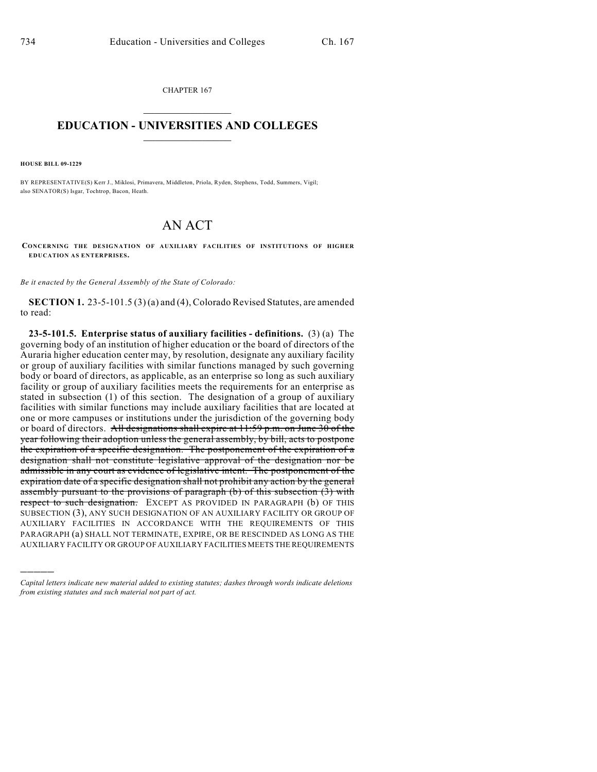CHAPTER 167

# EDUCATION - UNIVERSITIES AND COLLEGES

**HOUSE BILL 09-1229**

BY REPRESENTATIVE(S) Kerr J., Miklosi, Primavera, Middleton, Priola, Ryden, Stephens, Todd, Summers, Vigil; also SENATOR(S) Isgar, Tochtrop, Bacon, Heath.

# AN ACT

**CONCERNING THE DESIGNATION OF AUXILIARY FACILITIES OF INSTITUTIONS OF HIGHER EDUCATION AS ENTERPRISES.**

*Be it enacted by the General Assembly of the State of Colorado:*

**SECTION 1.** 23-5-101.5 (3) (a) and (4), Colorado Revised Statutes, are amended to read:

**23-5-101.5. Enterprise status of auxiliary facilities - definitions.** (3) (a) The governing body of an institution of higher education or the board of directors of the Auraria higher education center may, by resolution, designate any auxiliary facility or group of auxiliary facilities with similar functions managed by such governing body or board of directors, as applicable, as an enterprise so long as such auxiliary facility or group of auxiliary facilities meets the requirements for an enterprise as stated in subsection (1) of this section. The designation of a group of auxiliary facilities with similar functions may include auxiliary facilities that are located at one or more campuses or institutions under the jurisdiction of the governing body or board of directors. ~~All designations shall expire at 11:59 p.m. on June 30 of the year following their adoption unless the general assembly, by bill, acts to postpone the expiration of a specific designation. The postponement of the expiration of a designation shall not constitute legislative approval of the designation nor be admissible in any court as evidence of legislative intent. The postponement of the expiration date of a specific designation shall not prohibit any action by the general assembly pursuant to the provisions of paragraph (b) of this subsection (3) with respect to such designation.~~ EXCEPT AS PROVIDED IN PARAGRAPH (b) OF THIS SUBSECTION (3), ANY SUCH DESIGNATION OF AN AUXILIARY FACILITY OR GROUP OF AUXILIARY FACILITIES IN ACCORDANCE WITH THE REQUIREMENTS OF THIS PARAGRAPH (a) SHALL NOT TERMINATE, EXPIRE, OR BE RESCINDED AS LONG AS THE AUXILIARY FACILITY OR GROUP OF AUXILIARY FACILITIES MEETS THE REQUIREMENTS

*Capital letters indicate new material added to existing statutes; dashes through words indicate deletions from existing statutes and such material not part of act.*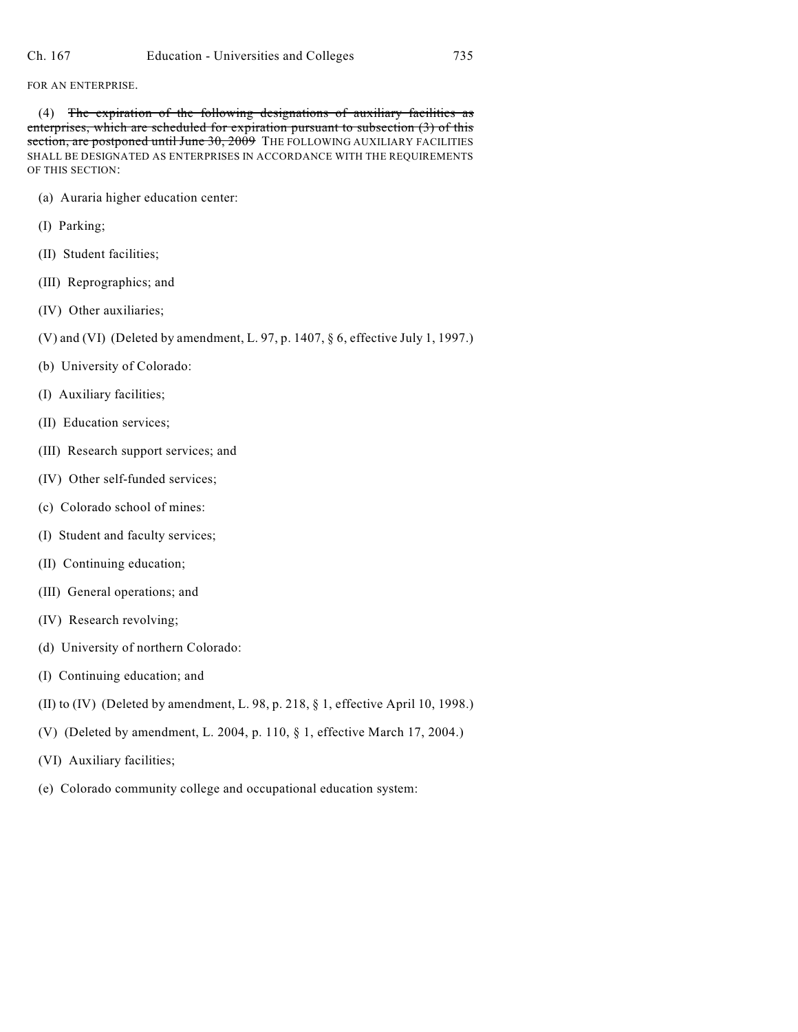FOR AN ENTERPRISE.

(4) ~~The expiration of the following designations of auxiliary facilities as enterprises, which are scheduled for expiration pursuant to subsection (3) of this section, are postponed until June 30, 2009~~ THE FOLLOWING AUXILIARY FACILITIES SHALL BE DESIGNATED AS ENTERPRISES IN ACCORDANCE WITH THE REQUIREMENTS OF THIS SECTION:

(a) Auraria higher education center:

(I) Parking;

(II) Student facilities;

(III) Reprographics; and

(IV) Other auxiliaries;

(V) and (VI) (Deleted by amendment, L. 97, p. 1407, § 6, effective July 1, 1997.)

(b) University of Colorado:

(I) Auxiliary facilities;

(II) Education services;

(III) Research support services; and

(IV) Other self-funded services;

(c) Colorado school of mines:

(I) Student and faculty services;

(II) Continuing education;

(III) General operations; and

(IV) Research revolving;

(d) University of northern Colorado:

(I) Continuing education; and

(II) to (IV) (Deleted by amendment, L. 98, p. 218, § 1, effective April 10, 1998.)

(V) (Deleted by amendment, L. 2004, p. 110, § 1, effective March 17, 2004.)

(VI) Auxiliary facilities;

(e) Colorado community college and occupational education system: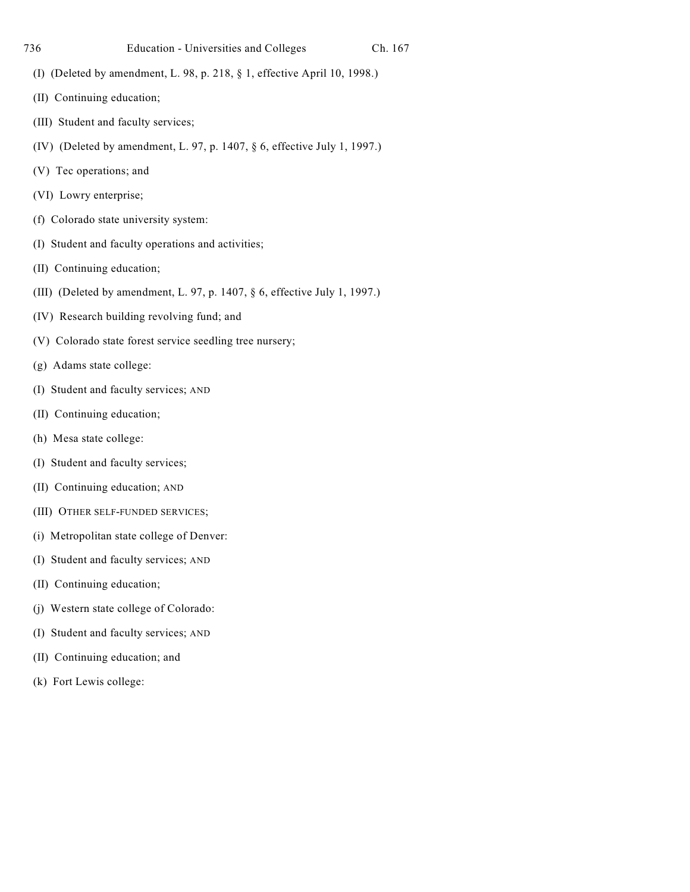(I) (Deleted by amendment, L. 98, p. 218, § 1, effective April 10, 1998.)

(II) Continuing education;

(III) Student and faculty services;

(IV) (Deleted by amendment, L. 97, p. 1407, § 6, effective July 1, 1997.)

(V) Tec operations; and

(VI) Lowry enterprise;

(f) Colorado state university system:

(I) Student and faculty operations and activities;

(II) Continuing education;

(III) (Deleted by amendment, L. 97, p. 1407, § 6, effective July 1, 1997.)

(IV) Research building revolving fund; and

(V) Colorado state forest service seedling tree nursery;

(g) Adams state college:

(I) Student and faculty services; AND

(II) Continuing education;

(h) Mesa state college:

(I) Student and faculty services;

(II) Continuing education; AND

(III) OTHER SELF-FUNDED SERVICES;

(i) Metropolitan state college of Denver:

(I) Student and faculty services; AND

(II) Continuing education;

(j) Western state college of Colorado:

(I) Student and faculty services; AND

(II) Continuing education; and

(k) Fort Lewis college: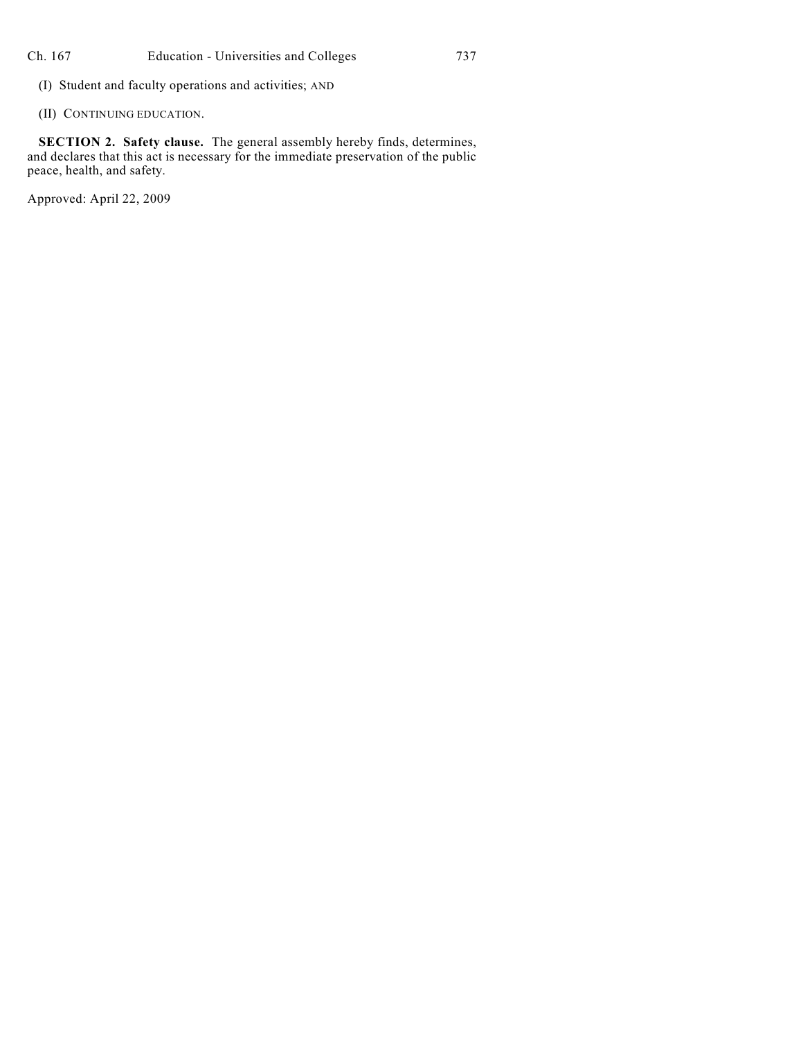(I) Student and faculty operations and activities; AND

(II) CONTINUING EDUCATION.

**SECTION 2. Safety clause.** The general assembly hereby finds, determines, and declares that this act is necessary for the immediate preservation of the public peace, health, and safety.

Approved: April 22, 2009